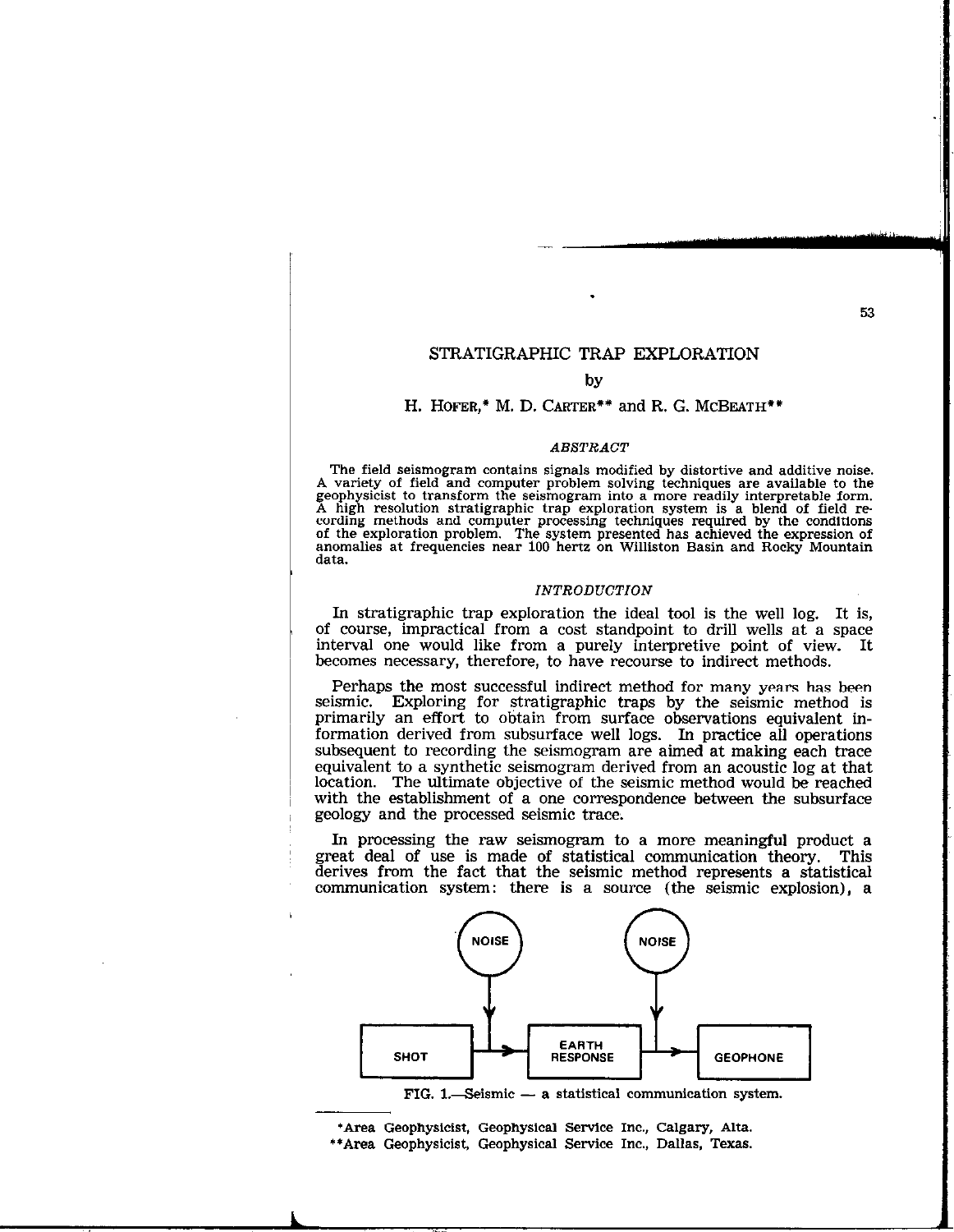# STRATIGRAPHIC TRAP EXPLORATION

by

H. HOFER,* M. D. CARTER** and R. G. MCBEATH**

### *ABSTRACT*

The field seismogram contains signals modified by distortive and additive noise. A variety of field and computer problem solving techniques are available to the geophysicist to transform the seismogram into a more readily interpretable form. A high resolution stratigraphic trap exploration system is a blend of field recording methods and computer processing techniques required by the conditions of the exploration problem. The system presented has achieved the expression of anomalies at frequencies near 100 hertz on Williston Basin and Rocky Mountain data.

## *INTRODUCTION*

In stratigraphic trap exploration the ideal tool is the well log. It is, of course, impractical from a cost standpoint to drill wells at a space interval one would like from a purely interpretive point of view. It becomes necessary, therefore, to have recourse to indirect methods.

Perhaps the most successful indirect method for many years has been seismic. Exploring for stratigraphic traps by the seismic method is primarily an effort to obtain from surface observations equivalent information derived from subsurface well logs. In practice all operations subsequent to recording the seismogram are aimed at making each trace equivalent to a synthetic seismogram derived from an acoustic log at that location. The ultimate objective of the seismic method would be reached with the establishment of a one correspondence between the subsurface geology and the processed seismic trace.

In processing the raw seismogram to a more meaningful product a great deal of use is made of statistical communication theory. This derives from the fact that the seismic method represents a statistical communication system: there is a source (the seismic explosion), a

NOISE NOISE

SHOT → EARTH RESPONSE → GEOPHONE

FIG. 1.—Seismic — a statistical communication system.

---

*Area Geophysicist, Geophysical Service Inc., Calgary, Alta.

**Area Geophysicist, Geophysical Service Inc., Dallas, Texas.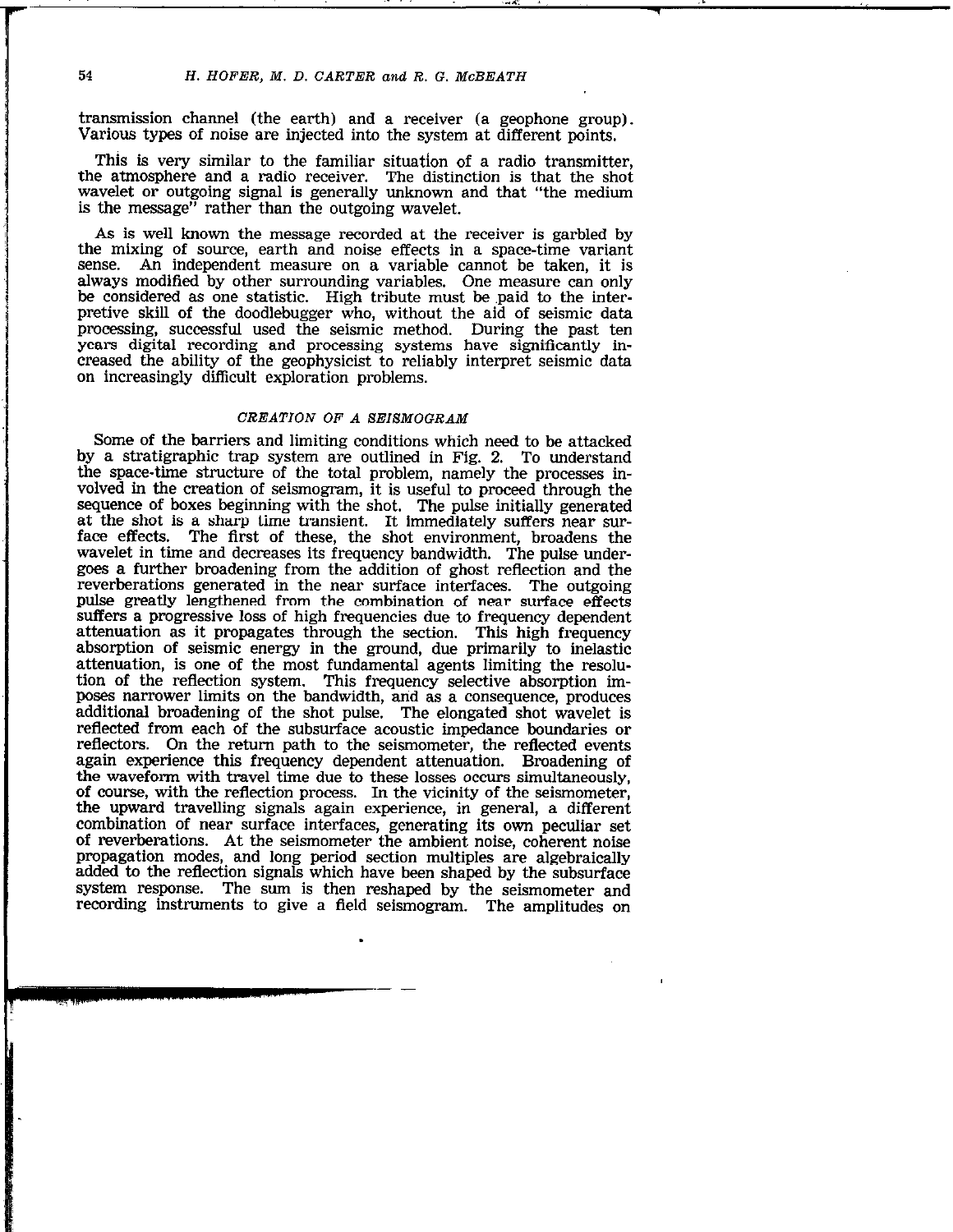transmission channel (the earth) and a receiver (a geophone group). Various types of noise are injected into the system at different points.

This is very similar to the familiar situation of a radio transmitter, the atmosphere and a radio receiver. The distinction is that the shot wavelet or outgoing signal is generally unknown and that "the medium is the message" rather than the outgoing wavelet.

As is well known the message recorded at the receiver is garbled by the mixing of source, earth and noise effects in a space-time variant sense. An independent measure on a variable cannot be taken, it is always modified by other surrounding variables. One measure can only be considered as one statistic. High tribute must be paid to the interpretive skill of the doodlebugger who, without the aid of seismic data processing, successful used the seismic method. During the past ten years digital recording and processing systems have significantly increased the ability of the geophysicist to reliably interpret seismic data on increasingly difficult exploration problems.

### *CREATION OF A SEISMOGRAM*

Some of the barriers and limiting conditions which need to be attacked by a stratigraphic trap system are outlined in Fig. 2. To understand the space-time structure of the total problem, namely the processes involved in the creation of seismogram, it is useful to proceed through the sequence of boxes beginning with the shot. The pulse initially generated at the shot is a sharp time transient. It immediately suffers near surface effects. The first of these, the shot environment, broadens the wavelet in time and decreases its frequency bandwidth. The pulse undergoes a further broadening from the addition of ghost reflection and the reverberations generated in the near surface interfaces. The outgoing pulse greatly lengthened from the combination of near surface effects suffers a progressive loss of high frequencies due to frequency dependent attenuation as it propagates through the section. This high frequency absorption of seismic energy in the ground, due primarily to inelastic attenuation, is one of the most fundamental agents limiting the resolution of the reflection system. This frequency selective absorption imposes narrower limits on the bandwidth, and as a consequence, produces additional broadening of the shot pulse. The elongated shot wavelet is reflected from each of the subsurface acoustic impedance boundaries or reflectors. On the return path to the seismometer, the reflected events again experience this frequency dependent attenuation. Broadening of the waveform with travel time due to these losses occurs simultaneously, of course, with the reflection process. In the vicinity of the seismometer, the upward travelling signals again experience, in general, a different combination of near surface interfaces, generating its own peculiar set of reverberations. At the seismometer the ambient noise, coherent noise propagation modes, and long period section multiples are algebraically added to the reflection signals which have been shaped by the subsurface system response. The sum is then reshaped by the seismometer and recording instruments to give a field seismogram. The amplitudes on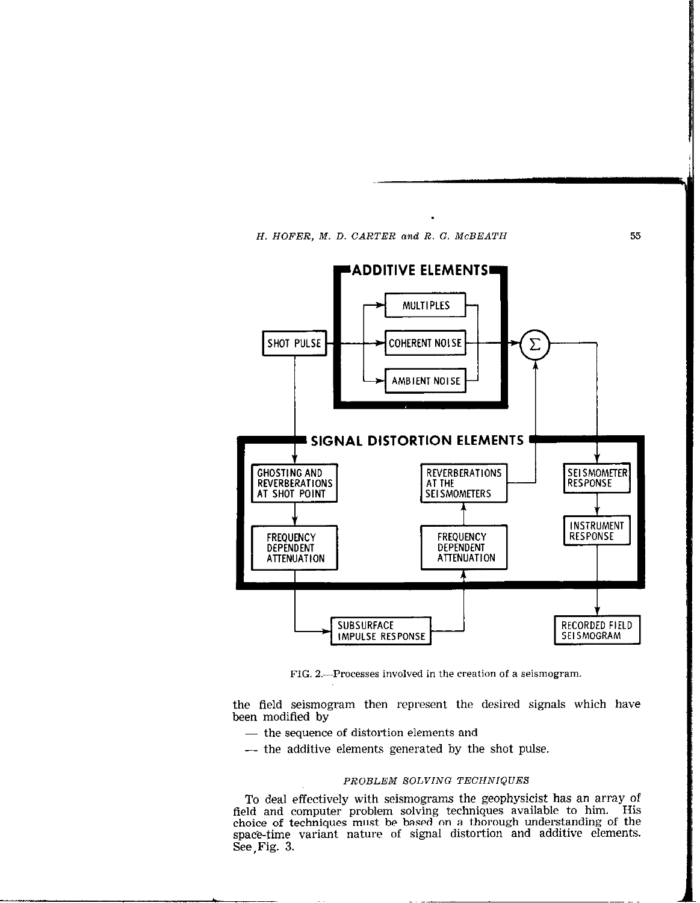FIG. 2.—Processes involved in the creation of a seismogram.

the field seismogram then represent the desired signals which have been modified by

- the sequence of distortion elements and
- the additive elements generated by the shot pulse.

### PROBLEM SOLVING TECHNIQUES

To deal effectively with seismograms the geophysicist has an array of field and computer problem solving techniques available to him. His choice of techniques must be based on a thorough understanding of the space-time variant nature of signal distortion and additive elements. See Fig. 3.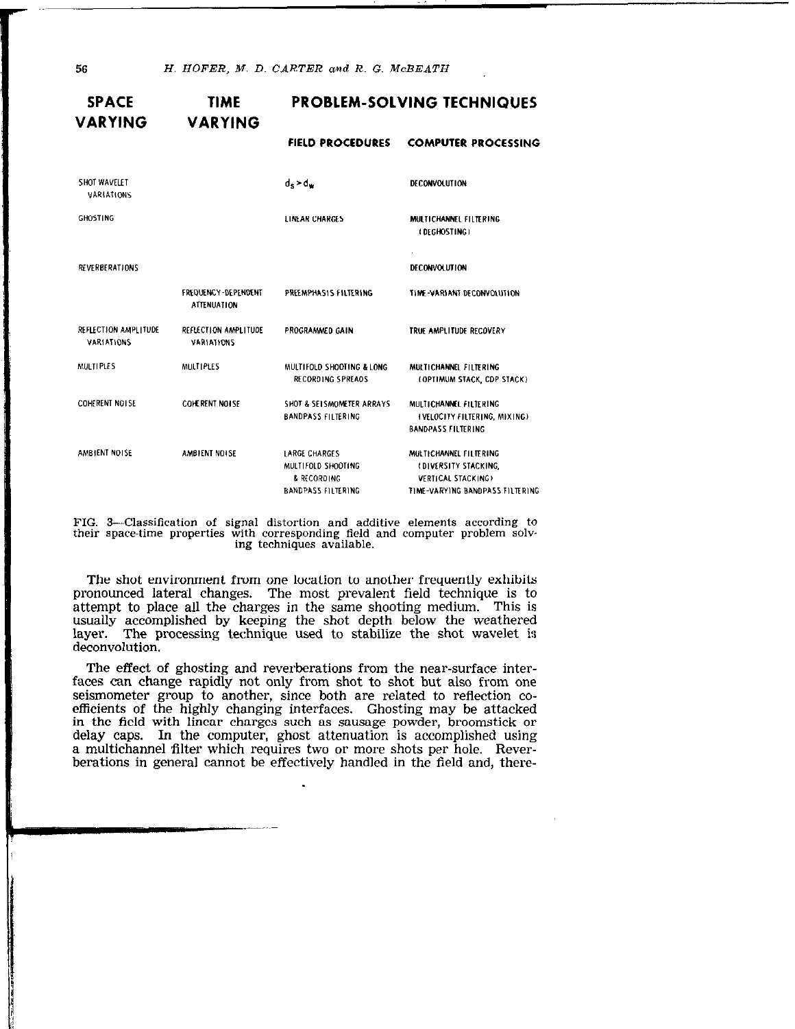| SPACE VARYING | TIME VARYING | PROBLEM-SOLVING TECHNIQUES | |
|---|---|---|---|
| | | FIELD PROCEDURES | COMPUTER PROCESSING |
| SHOT WAVELET VARIATIONS | | $d_s > d_w$ | DECONVOLUTION |
| GHOSTING | | LINEAR CHARGES | MULTICHANNEL FILTERING (DEGHOSTING) |
| REVERBERATIONS | | | DECONVOLUTION |
| | FREQUENCY-DEPENDENT ATTENUATION | PREEMPHASIS FILTERING | TIME-VARIANT DECONVOLUTION |
| REFLECTION AMPLITUDE VARIATIONS | REFLECTION AMPLITUDE VARIATIONS | PROGRAMMED GAIN | TRUE AMPLITUDE RECOVERY |
| MULTIPLES | MULTIPLES | MULTIFOLD SHOOTING & LONG RECORDING SPREADS | MULTICHANNEL FILTERING (OPTIMUM STACK, CDP STACK) |
| COHERENT NOISE | COHERENT NOISE | SHOT & SEISMOMETER ARRAYS BANDPASS FILTERING | MULTICHANNEL FILTERING (VELOCITY FILTERING, MIXING) BANDPASS FILTERING |
| AMBIENT NOISE | AMBIENT NOISE | LARGE CHARGES MULTIFOLD SHOOTING & RECORDING BANDPASS FILTERING | MULTICHANNEL FILTERING (DIVERSITY STACKING, VERTICAL STACKING) TIME-VARYING BANDPASS FILTERING |

FIG. 3—Classification of signal distortion and additive elements according to their space-time properties with corresponding field and computer problem solving techniques available.

The shot environment from one location to another frequently exhibits pronounced lateral changes. The most prevalent field technique is to attempt to place all the charges in the same shooting medium. This is usually accomplished by keeping the shot depth below the weathered layer. The processing technique used to stabilize the shot wavelet is deconvolution.

The effect of ghosting and reverberations from the near-surface interfaces can change rapidly not only from shot to shot but also from one seismometer group to another, since both are related to reflection coefficients of the highly changing interfaces. Ghosting may be attacked in the field with linear charges such as sausage powder, broomstick or delay caps. In the computer, ghost attenuation is accomplished using a multichannel filter which requires two or more shots per hole. Reverberations in general cannot be effectively handled in the field and, there-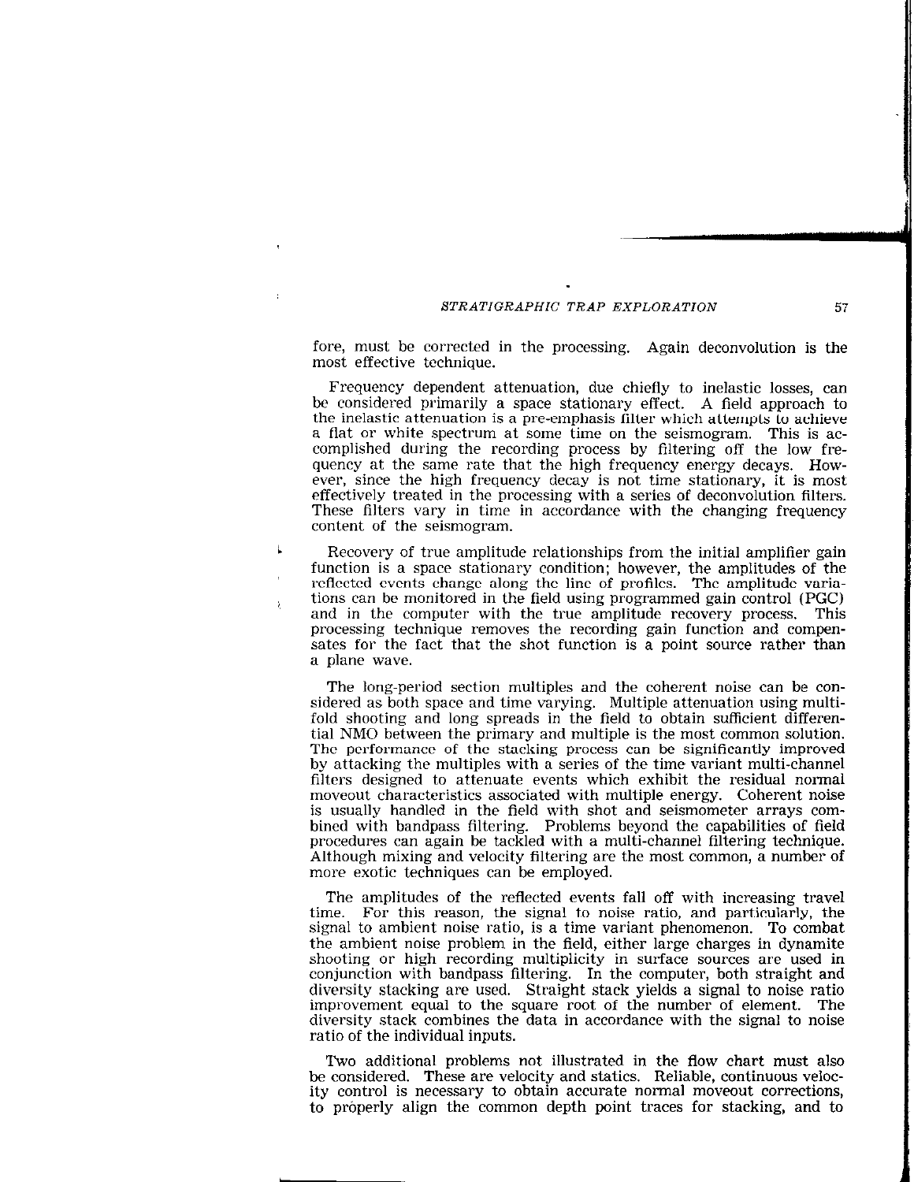fore, must be corrected in the processing. Again deconvolution is the most effective technique.

Frequency dependent attenuation, due chiefly to inelastic losses, can be considered primarily a space stationary effect. A field approach to the inelastic attenuation is a pre-emphasis filter which attempts to achieve a flat or white spectrum at some time on the seismogram. This is accomplished during the recording process by filtering off the low frequency at the same rate that the high frequency energy decays. However, since the high frequency decay is not time stationary, it is most effectively treated in the processing with a series of deconvolution filters. These filters vary in time in accordance with the changing frequency content of the seismogram.

Recovery of true amplitude relationships from the initial amplifier gain function is a space stationary condition; however, the amplitudes of the reflected events change along the line of profiles. The amplitude variations can be monitored in the field using programmed gain control (PGC) and in the computer with the true amplitude recovery process. This processing technique removes the recording gain function and compensates for the fact that the shot function is a point source rather than a plane wave.

The long-period section multiples and the coherent noise can be considered as both space and time varying. Multiple attenuation using multifold shooting and long spreads in the field to obtain sufficient differential NMO between the primary and multiple is the most common solution. The performance of the stacking process can be significantly improved by attacking the multiples with a series of the time variant multi-channel filters designed to attenuate events which exhibit the residual normal moveout characteristics associated with multiple energy. Coherent noise is usually handled in the field with shot and seismometer arrays combined with bandpass filtering. Problems beyond the capabilities of field procedures can again be tackled with a multi-channel filtering technique. Although mixing and velocity filtering are the most common, a number of more exotic techniques can be employed.

The amplitudes of the reflected events fall off with increasing travel time. For this reason, the signal to noise ratio, and particularly, the signal to ambient noise ratio, is a time variant phenomenon. To combat the ambient noise problem in the field, either large charges in dynamite shooting or high recording multiplicity in surface sources are used in conjunction with bandpass filtering. In the computer, both straight and diversity stacking are used. Straight stack yields a signal to noise ratio improvement equal to the square root of the number of element. The diversity stack combines the data in accordance with the signal to noise ratio of the individual inputs.

Two additional problems not illustrated in the flow chart must also be considered. These are velocity and statics. Reliable, continuous velocity control is necessary to obtain accurate normal moveout corrections, to properly align the common depth point traces for stacking, and to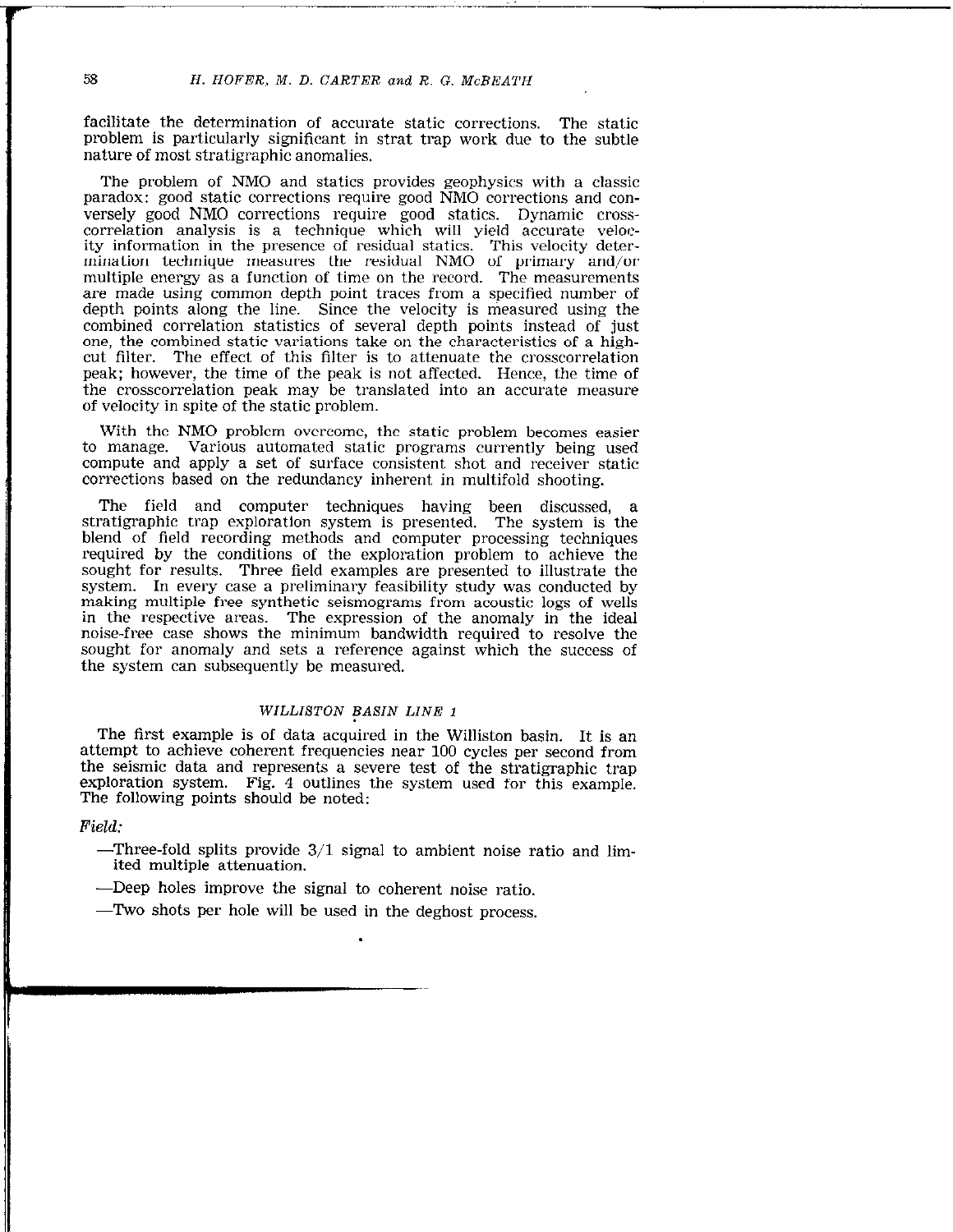facilitate the determination of accurate static corrections. The static problem is particularly significant in strat trap work due to the subtle nature of most stratigraphic anomalies.

The problem of NMO and statics provides geophysics with a classic paradox: good static corrections require good NMO corrections and conversely good NMO corrections require good statics. Dynamic cross-correlation analysis is a technique which will yield accurate velocity information in the presence of residual statics. This velocity determination technique measures the residual NMO of primary and/or multiple energy as a function of time on the record. The measurements are made using common depth point traces from a specified number of depth points along the line. Since the velocity is measured using the combined correlation statistics of several depth points instead of just one, the combined static variations take on the characteristics of a high-cut filter. The effect of this filter is to attenuate the crosscorrelation peak; however, the time of the peak is not affected. Hence, the time of the crosscorrelation peak may be translated into an accurate measure of velocity in spite of the static problem.

With the NMO problem overcome, the static problem becomes easier to manage. Various automated static programs currently being used compute and apply a set of surface consistent shot and receiver static corrections based on the redundancy inherent in multifold shooting.

The field and computer techniques having been discussed, a stratigraphic trap exploration system is presented. The system is the blend of field recording methods and computer processing techniques required by the conditions of the exploration problem to achieve the sought for results. Three field examples are presented to illustrate the system. In every case a preliminary feasibility study was conducted by making multiple free synthetic seismograms from acoustic logs of wells in the respective areas. The expression of the anomaly in the ideal noise-free case shows the minimum bandwidth required to resolve the sought for anomaly and sets a reference against which the success of the system can subsequently be measured.

## *WILLISTON BASIN LINE 1*

The first example is of data acquired in the Williston basin. It is an attempt to achieve coherent frequencies near 100 cycles per second from the seismic data and represents a severe test of the stratigraphic trap exploration system. Fig. 4 outlines the system used for this example. The following points should be noted:

*Field:*

—Three-fold splits provide 3/1 signal to ambient noise ratio and limited multiple attenuation.

—Deep holes improve the signal to coherent noise ratio.

—Two shots per hole will be used in the deghost process.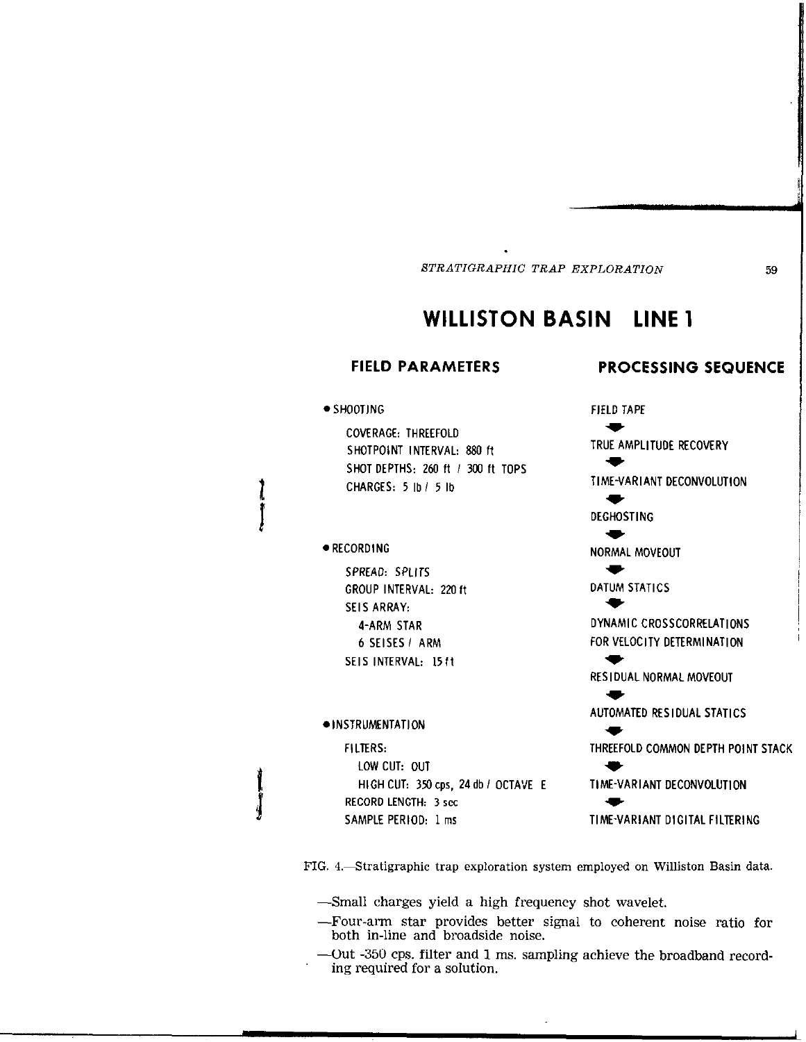# WILLISTON BASIN LINE 1

## FIELD PARAMETERS

- **SHOOTING**
  - COVERAGE: THREEFOLD
  - SHOTPOINT INTERVAL: 880 ft
  - SHOT DEPTHS: 260 ft / 300 ft TOPS
  - CHARGES: 5 lb / 5 lb

- **RECORDING**
  - SPREAD: SPLITS
  - GROUP INTERVAL: 220 ft
  - SEIS ARRAY:
    - 4-ARM STAR
    - 6 SEISES / ARM
  - SEIS INTERVAL: 15 ft

- **INSTRUMENTATION**
  - FILTERS:
    - LOW CUT: OUT
    - HIGH CUT: 350 cps, 24 db / OCTAVE E
  - RECORD LENGTH: 3 sec
  - SAMPLE PERIOD: 1 ms

## PROCESSING SEQUENCE

FIELD TAPE
↓
TRUE AMPLITUDE RECOVERY
↓
TIME-VARIANT DECONVOLUTION
↓
DEGHOSTING
↓
NORMAL MOVEOUT
↓
DATUM STATICS
↓
DYNAMIC CROSSCORRELATIONS FOR VELOCITY DETERMINATION
↓
RESIDUAL NORMAL MOVEOUT
↓
AUTOMATED RESIDUAL STATICS
↓
THREEFOLD COMMON DEPTH POINT STACK
↓
TIME-VARIANT DECONVOLUTION
↓
TIME-VARIANT DIGITAL FILTERING

FIG. 4.—Stratigraphic trap exploration system employed on Williston Basin data.

—Small charges yield a high frequency shot wavelet.

—Four-arm star provides better signal to coherent noise ratio for both in-line and broadside noise.

—Out -350 cps. filter and 1 ms. sampling achieve the broadband recording required for a solution.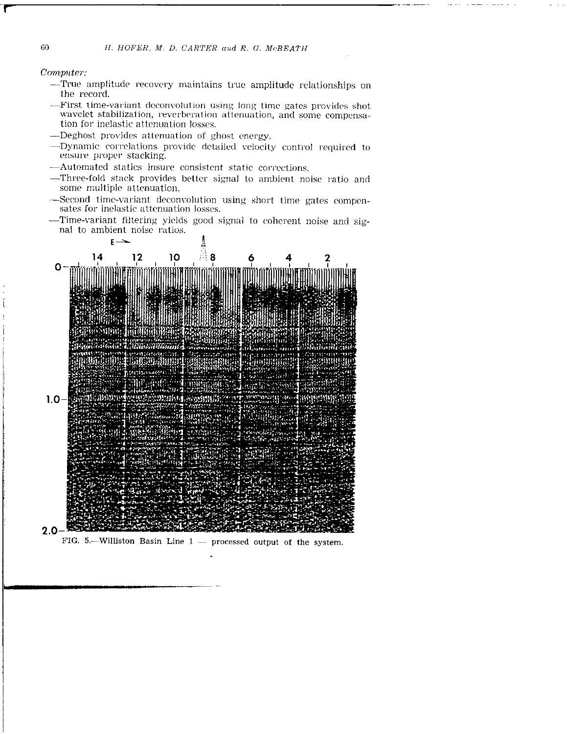*Computer:*

- —True amplitude recovery maintains true amplitude relationships on the record.
- —First time-variant deconvolution using long time gates provides shot wavelet stabilization, reverberation attenuation, and some compensation for inelastic attenuation losses.
- —Deghost provides attenuation of ghost energy.
- —Dynamic correlations provide detailed velocity control required to ensure proper stacking.
- —Automated statics insure consistent static corrections.
- —Three-fold stack provides better signal to ambient noise ratio and some multiple attenuation.
- —Second time-variant deconvolution using short time gates compensates for inelastic attenuation losses.
- —Time-variant filtering yields good signal to coherent noise and signal to ambient noise ratios.

FIG. 5.—Williston Basin Line 1 — processed output of the system.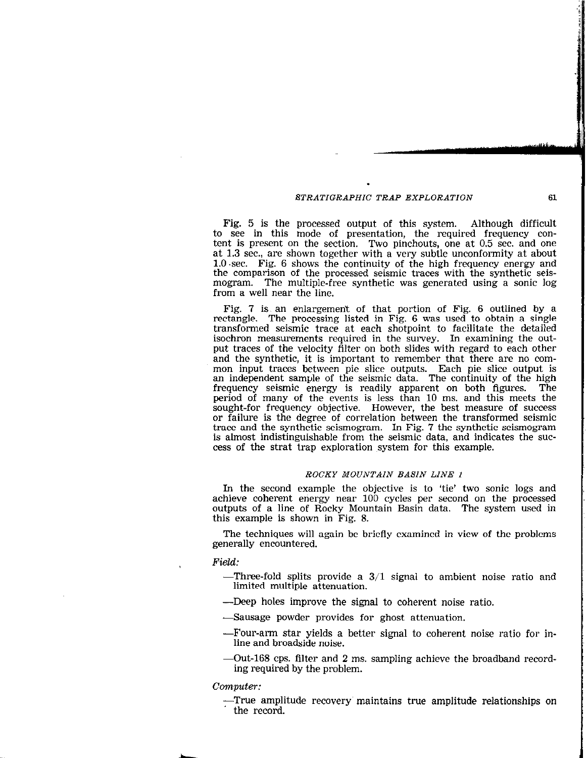Fig. 5 is the processed output of this system. Although difficult to see in this mode of presentation, the required frequency content is present on the section. Two pinchouts, one at 0.5 sec. and one at 1.3 sec., are shown together with a very subtle unconformity at about 1.0 sec. Fig. 6 shows the continuity of the high frequency energy and the comparison of the processed seismic traces with the synthetic seismogram. The multiple-free synthetic was generated using a sonic log from a well near the line.

Fig. 7 is an enlargement of that portion of Fig. 6 outlined by a rectangle. The processing listed in Fig. 6 was used to obtain a single transformed seismic trace at each shotpoint to facilitate the detailed isochron measurements required in the survey. In examining the output traces of the velocity filter on both slides with regard to each other and the synthetic, it is important to remember that there are no common input traces between pie slice outputs. Each pie slice output is an independent sample of the seismic data. The continuity of the high frequency seismic energy is readily apparent on both figures. The period of many of the events is less than 10 ms. and this meets the sought-for frequency objective. However, the best measure of success or failure is the degree of correlation between the transformed seismic trace and the synthetic seismogram. In Fig. 7 the synthetic seismogram is almost indistinguishable from the seismic data, and indicates the success of the strat trap exploration system for this example.

## *ROCKY MOUNTAIN BASIN LINE 1*

In the second example the objective is to 'tie' two sonic logs and achieve coherent energy near 100 cycles per second on the processed outputs of a line of Rocky Mountain Basin data. The system used in this example is shown in Fig. 8.

The techniques will again be briefly examined in view of the problems generally encountered.

*Field:*

- —Three-fold splits provide a 3/1 signal to ambient noise ratio and limited multiple attenuation.
- —Deep holes improve the signal to coherent noise ratio.
- —Sausage powder provides for ghost attenuation.
- —Four-arm star yields a better signal to coherent noise ratio for in-line and broadside noise.
- —Out-168 cps. filter and 2 ms. sampling achieve the broadband recording required by the problem.

*Computer:*

- —True amplitude recovery maintains true amplitude relationships on the record.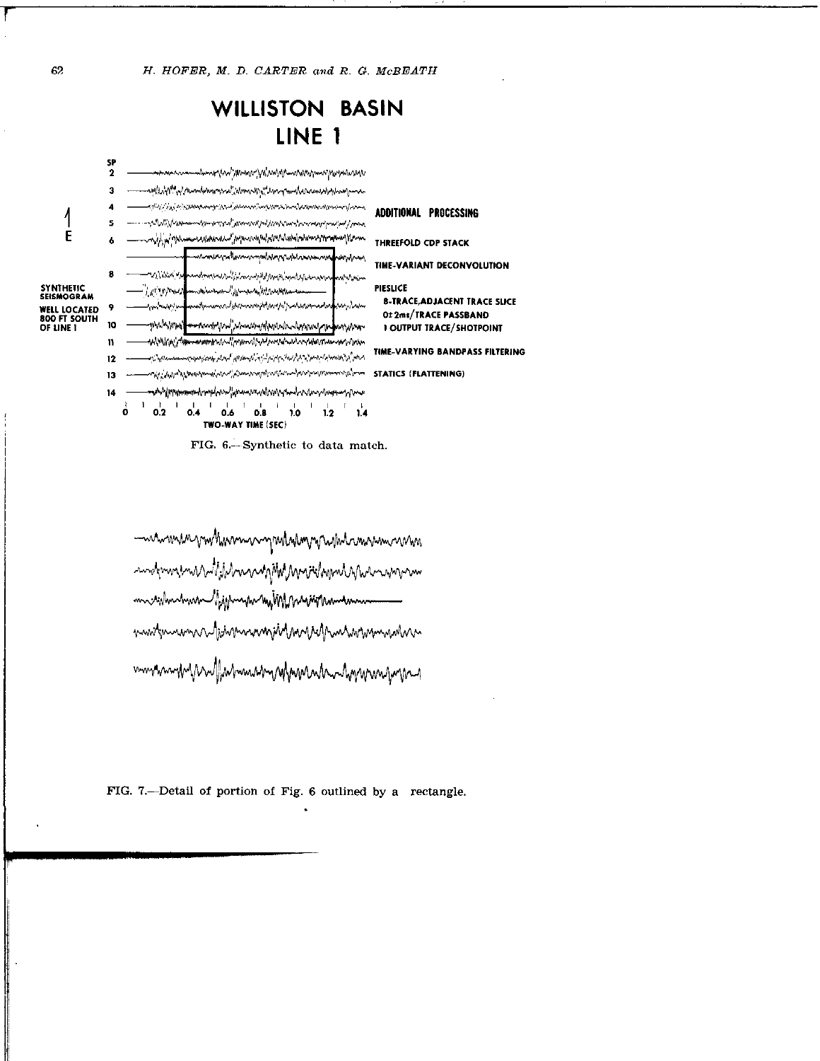# WILLISTON BASIN
## LINE 1

SP 2, 3, 4, 5, 6, 8, 9, 10, 11, 12, 13, 14

E

SYNTHETIC SEISMOGRAM

WELL LOCATED 800 FT SOUTH OF LINE 1

**ADDITIONAL PROCESSING**

THREEFOLD CDP STACK

TIME-VARIANT DECONVOLUTION

PIESLICE

8-TRACE, ADJACENT TRACE SLICE

0± 2ms/TRACE PASSBAND

1 OUTPUT TRACE/SHOTPOINT

TIME-VARYING BANDPASS FILTERING

STATICS (FLATTENING)

0 0.2 0.4 0.6 0.8 1.0 1.2 1.4

TWO-WAY TIME (SEC)

FIG. 6.—Synthetic to data match.

FIG. 7.—Detail of portion of Fig. 6 outlined by a rectangle.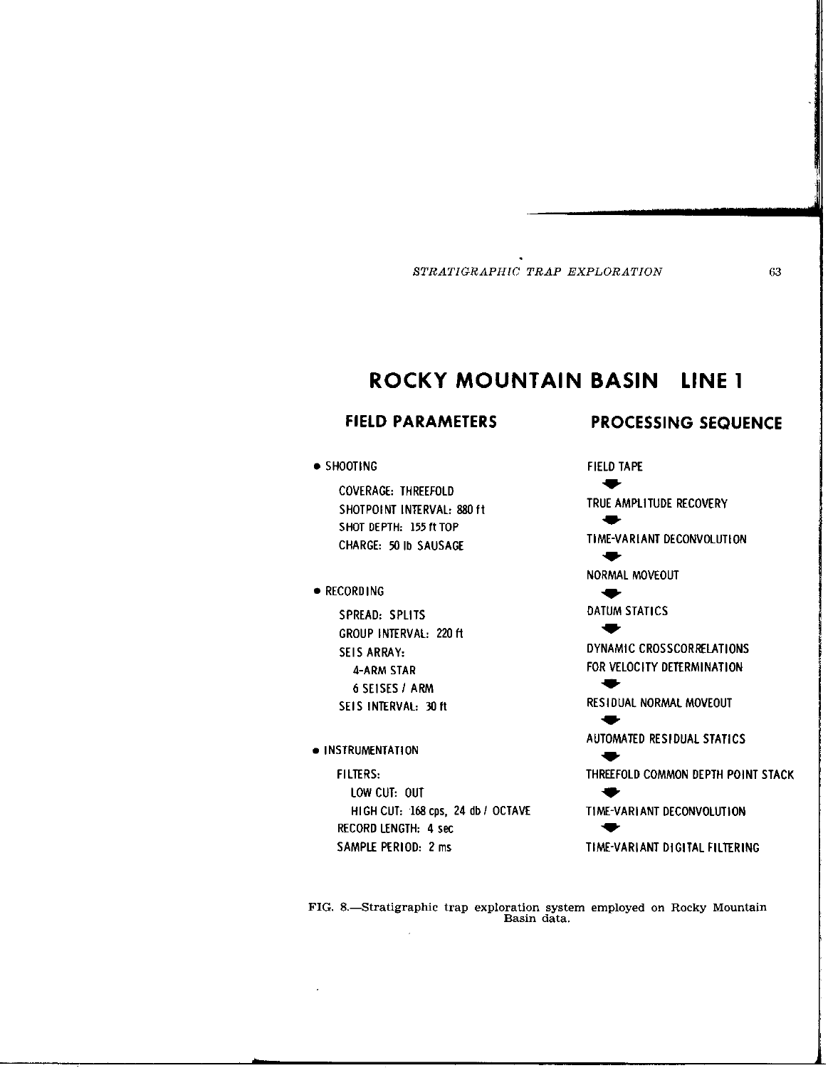# ROCKY MOUNTAIN BASIN LINE 1

## FIELD PARAMETERS

- SHOOTING

  COVERAGE: THREEFOLD
  SHOTPOINT INTERVAL: 880 ft
  SHOT DEPTH: 155 ft TOP
  CHARGE: 50 lb SAUSAGE

- RECORDING

  SPREAD: SPLITS
  GROUP INTERVAL: 220 ft
  SEIS ARRAY:
  4-ARM STAR
  6 SEISES / ARM
  SEIS INTERVAL: 30 ft

- INSTRUMENTATION

  FILTERS:
  LOW CUT: OUT
  HIGH CUT: 168 cps, 24 db / OCTAVE
  RECORD LENGTH: 4 sec
  SAMPLE PERIOD: 2 ms

## PROCESSING SEQUENCE

FIELD TAPE
↓
TRUE AMPLITUDE RECOVERY
↓
TIME-VARIANT DECONVOLUTION
↓
NORMAL MOVEOUT
↓
DATUM STATICS
↓
DYNAMIC CROSSCORRELATIONS FOR VELOCITY DETERMINATION
↓
RESIDUAL NORMAL MOVEOUT
↓
AUTOMATED RESIDUAL STATICS
↓
THREEFOLD COMMON DEPTH POINT STACK
↓
TIME-VARIANT DECONVOLUTION
↓
TIME-VARIANT DIGITAL FILTERING

FIG. 8.—Stratigraphic trap exploration system employed on Rocky Mountain Basin data.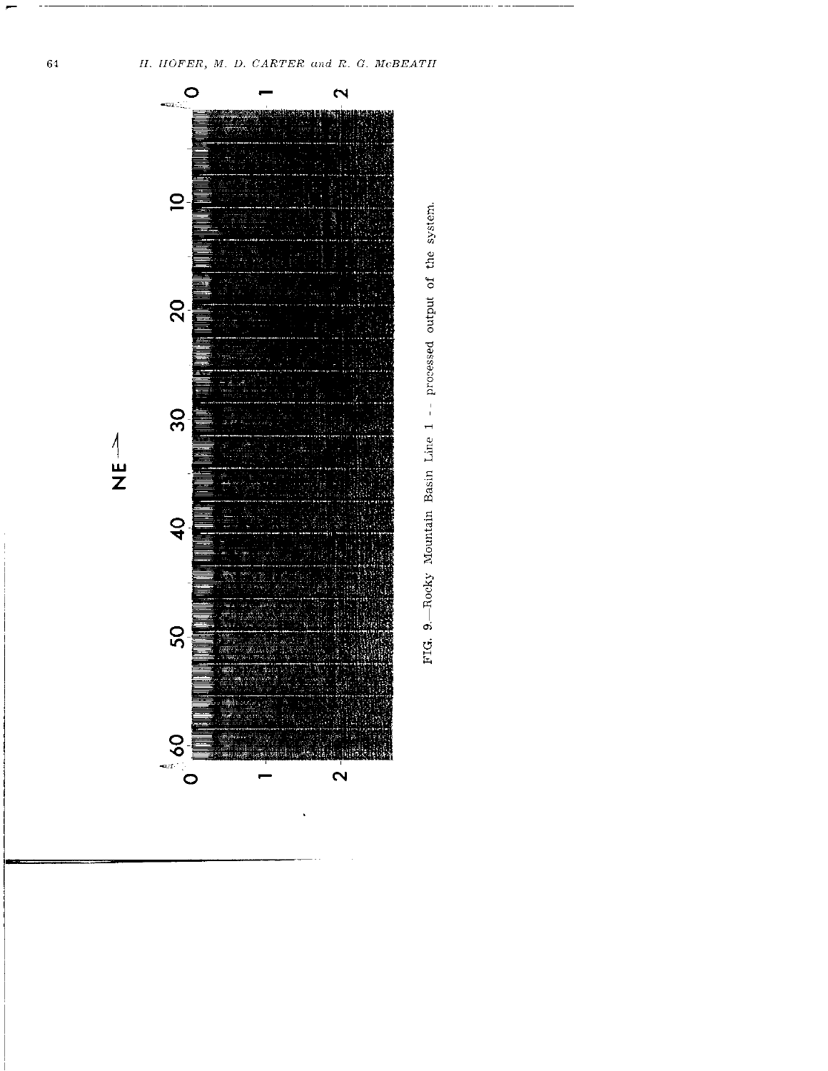FIG. 9.—Rocky Mountain Basin Line 1 — processed output of the system.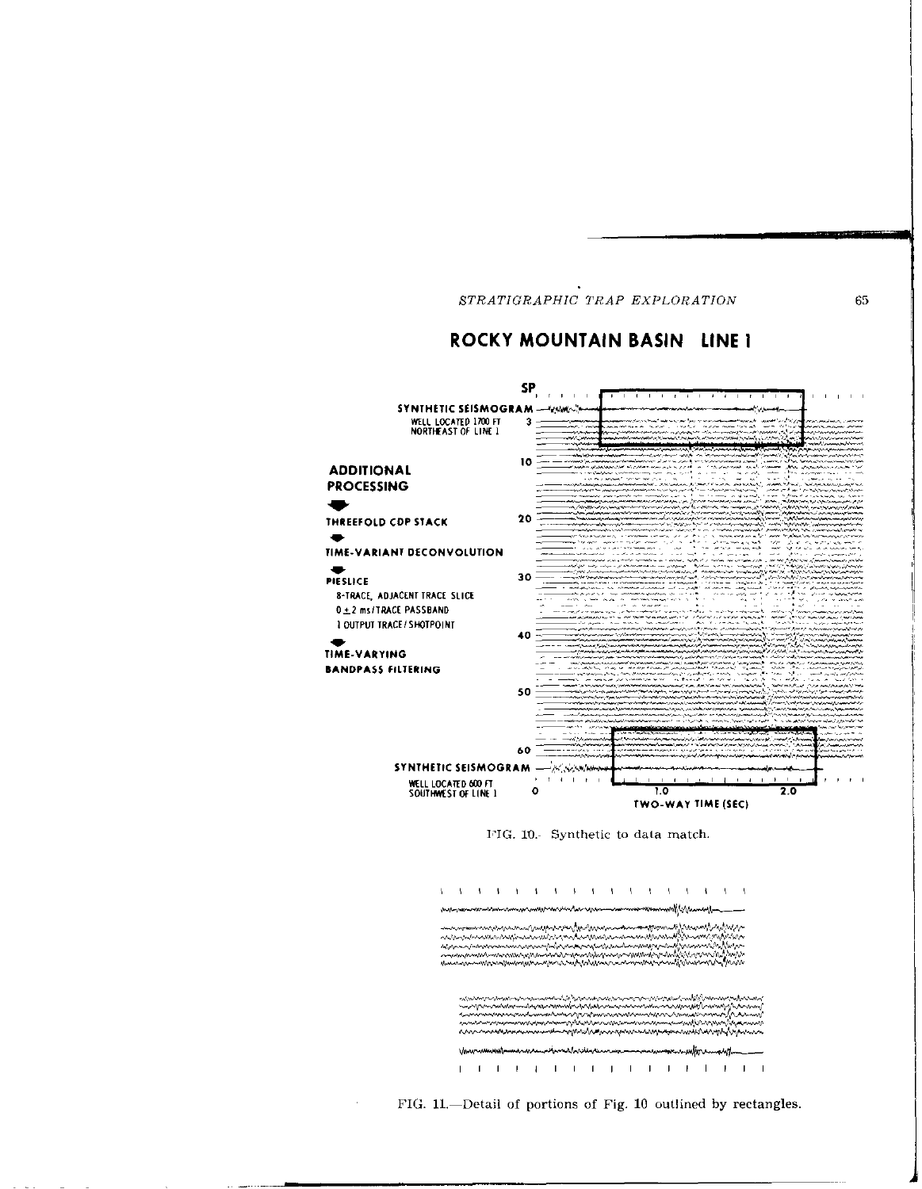## ROCKY MOUNTAIN BASIN LINE 1

SP

SYNTHETIC SEISMOGRAM

WELL LOCATED 1700 FT NORTHEAST OF LINE 1

ADDITIONAL PROCESSING

THREEFOLD CDP STACK

TIME-VARIANT DECONVOLUTION

PIESLICE

8-TRACE, ADJACENT TRACE SLICE

0 ± 2 ms/TRACE PASSBAND

1 OUTPUT TRACE/SHOTPOINT

TIME-VARYING BANDPASS FILTERING

SYNTHETIC SEISMOGRAM

WELL LOCATED 600 FT SOUTHWEST OF LINE 1

TWO-WAY TIME (SEC)

FIG. 10.—Synthetic to data match.

FIG. 11.—Detail of portions of Fig. 10 outlined by rectangles.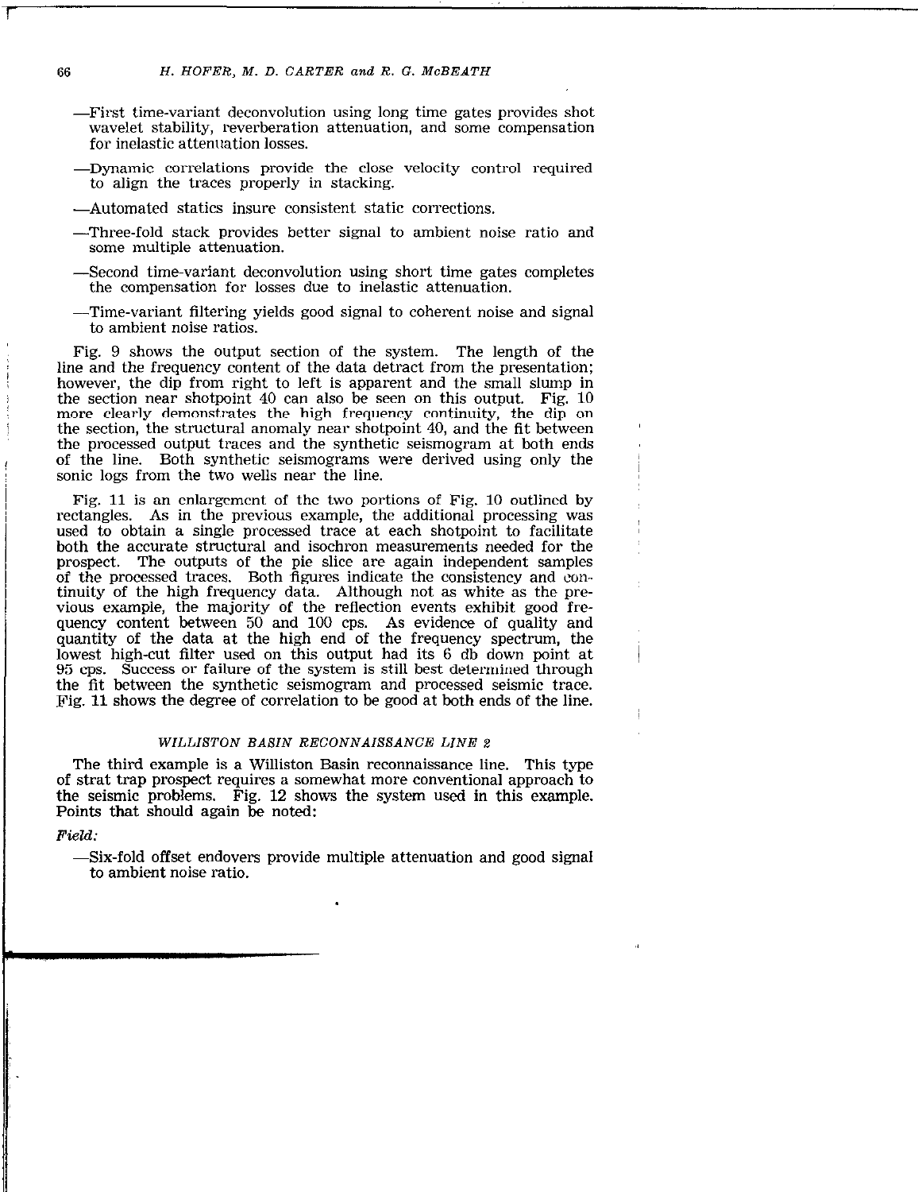—First time-variant deconvolution using long time gates provides shot wavelet stability, reverberation attenuation, and some compensation for inelastic attenuation losses.

—Dynamic correlations provide the close velocity control required to align the traces properly in stacking.

—Automated statics insure consistent static corrections.

—Three-fold stack provides better signal to ambient noise ratio and some multiple attenuation.

—Second time-variant deconvolution using short time gates completes the compensation for losses due to inelastic attenuation.

—Time-variant filtering yields good signal to coherent noise and signal to ambient noise ratios.

Fig. 9 shows the output section of the system. The length of the line and the frequency content of the data detract from the presentation; however, the dip from right to left is apparent and the small slump in the section near shotpoint 40 can also be seen on this output. Fig. 10 more clearly demonstrates the high frequency continuity, the dip on the section, the structural anomaly near shotpoint 40, and the fit between the processed output traces and the synthetic seismogram at both ends of the line. Both synthetic seismograms were derived using only the sonic logs from the two wells near the line.

Fig. 11 is an enlargement of the two portions of Fig. 10 outlined by rectangles. As in the previous example, the additional processing was used to obtain a single processed trace at each shotpoint to facilitate both the accurate structural and isochron measurements needed for the prospect. The outputs of the pie slice are again independent samples of the processed traces. Both figures indicate the consistency and continuity of the high frequency data. Although not as white as the previous example, the majority of the reflection events exhibit good frequency content between 50 and 100 cps. As evidence of quality and quantity of the data at the high end of the frequency spectrum, the lowest high-cut filter used on this output had its 6 db down point at 95 cps. Success or failure of the system is still best determined through the fit between the synthetic seismogram and processed seismic trace. Fig. 11 shows the degree of correlation to be good at both ends of the line.

### *WILLISTON BASIN RECONNAISSANCE LINE 2*

The third example is a Williston Basin reconnaissance line. This type of strat trap prospect requires a somewhat more conventional approach to the seismic problems. Fig. 12 shows the system used in this example. Points that should again be noted:

*Field:*

—Six-fold offset endovers provide multiple attenuation and good signal to ambient noise ratio.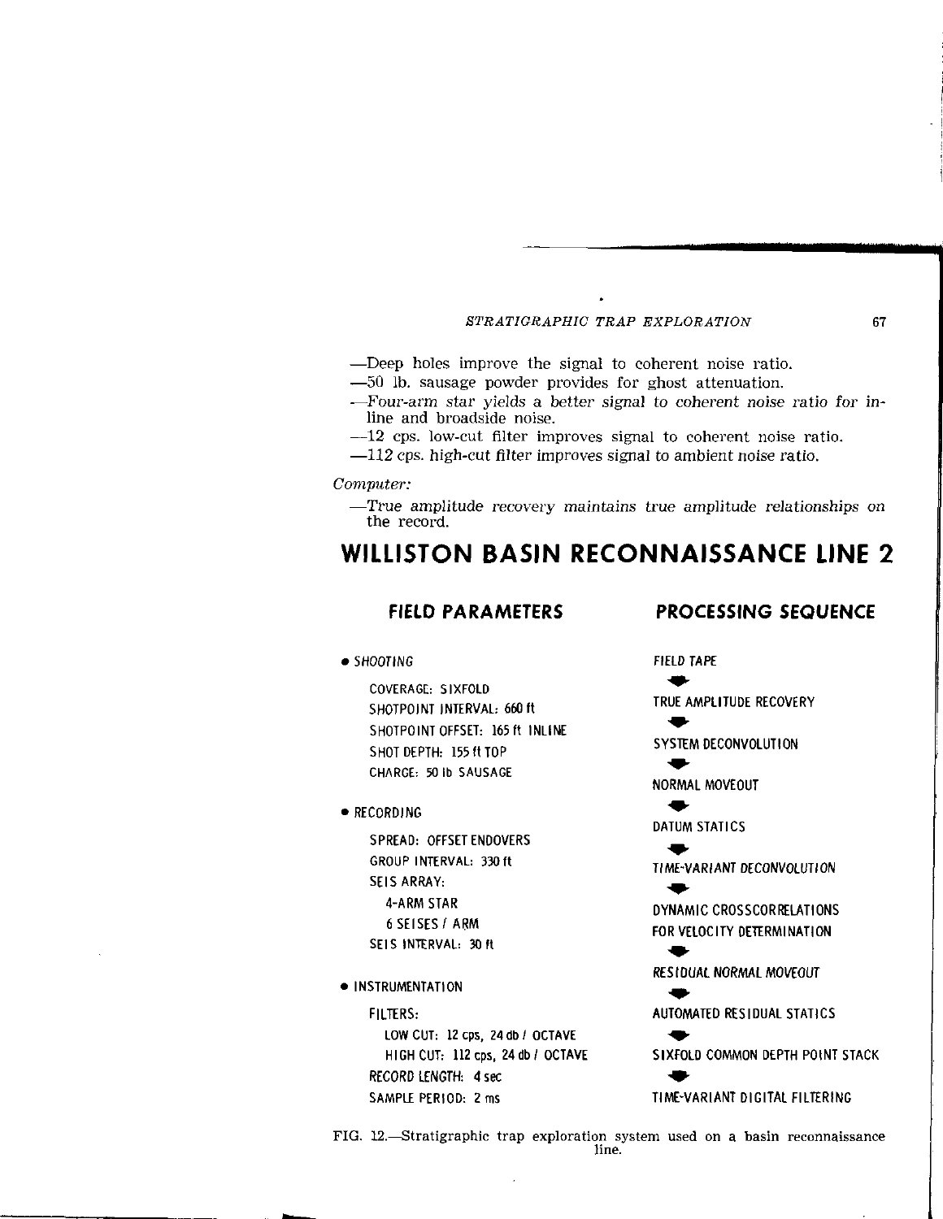—Deep holes improve the signal to coherent noise ratio.
—50 lb. sausage powder provides for ghost attenuation.
—*Four-arm star yields a better signal to coherent noise ratio for in-line and broadside noise.*
—12 cps. low-cut filter improves signal to coherent noise ratio.
—112 cps. high-cut filter improves signal to ambient noise ratio.

*Computer:*

—*True amplitude recovery maintains true amplitude relationships on the record.*

# WILLISTON BASIN RECONNAISSANCE LINE 2

## FIELD PARAMETERS

- *SHOOTING*
  - COVERAGE: SIXFOLD
  - SHOTPOINT INTERVAL: 660 ft
  - SHOTPOINT OFFSET: 165 ft INLINE
  - SHOT DEPTH: 155 ft TOP
  - CHARGE: 50 lb SAUSAGE
- RECORDING
  - SPREAD: OFFSET ENDOVERS
  - GROUP INTERVAL: 330 ft
  - SEIS ARRAY:
    - 4-ARM STAR
    - 6 SEISES / ARM
  - SEIS INTERVAL: 30 ft
- INSTRUMENTATION
  - FILTERS:
    - LOW CUT: 12 cps, 24 db / OCTAVE
    - HIGH CUT: 112 cps, 24 db / OCTAVE
  - RECORD LENGTH: 4 sec
  - SAMPLE PERIOD: 2 ms

## PROCESSING SEQUENCE

FIELD TAPE
↓
TRUE AMPLITUDE RECOVERY
↓
SYSTEM DECONVOLUTION
↓
NORMAL MOVEOUT
↓
DATUM STATICS
↓
*TIME-VARIANT DECONVOLUTION*
↓
DYNAMIC CROSSCORRELATIONS FOR VELOCITY DETERMINATION
↓
*RESIDUAL NORMAL MOVEOUT*
↓
AUTOMATED RESIDUAL STATICS
↓
SIXFOLD COMMON DEPTH POINT STACK
↓
TIME-VARIANT DIGITAL FILTERING

FIG. 12.—Stratigraphic trap exploration system used on a basin reconnaissance line.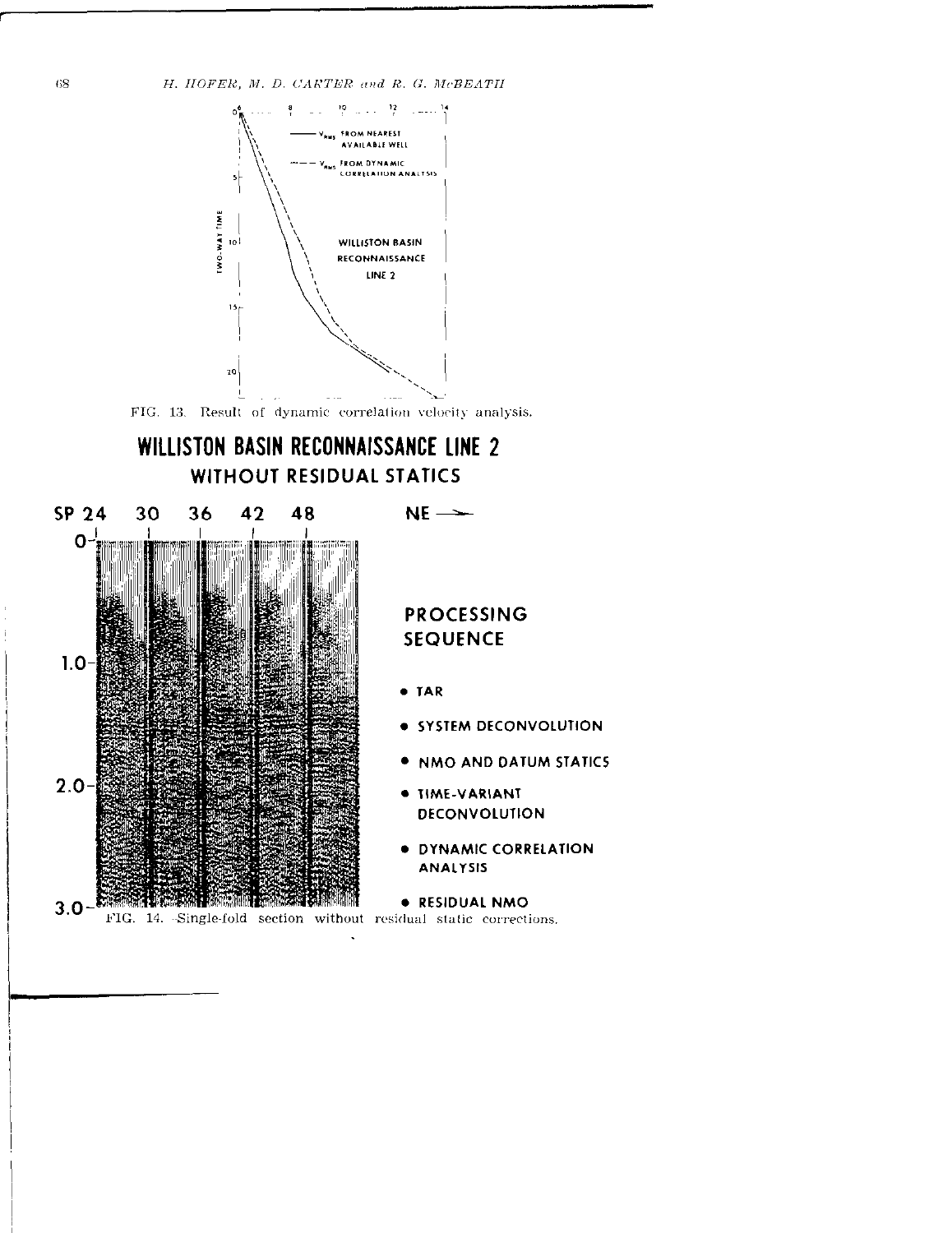FIG. 13. Result of dynamic correlation velocity analysis.

FIG. 14. Single-fold section without residual static corrections.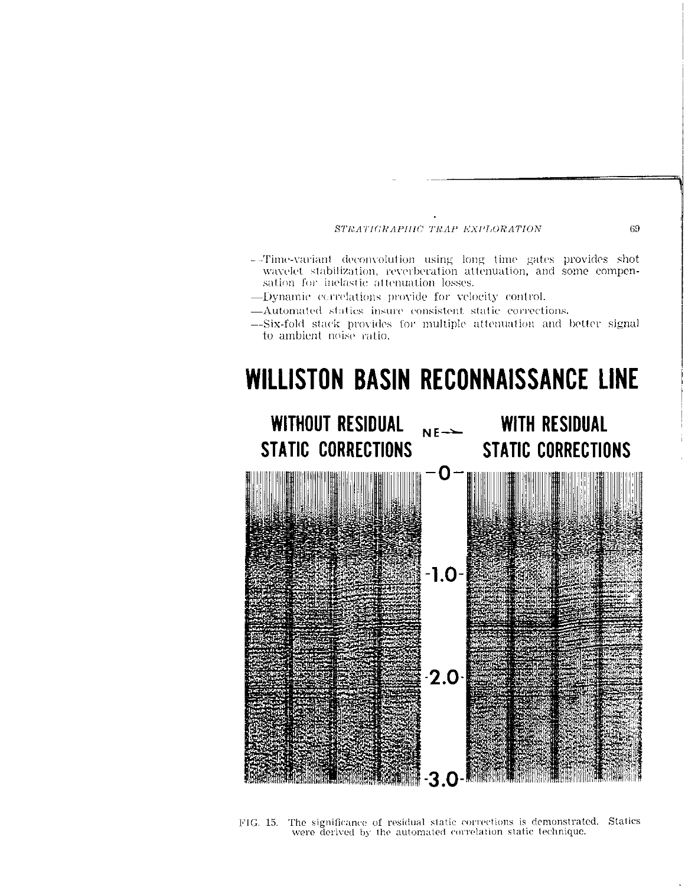—Time-variant deconvolution using long time gates provides shot wavelet stabilization, reverberation attenuation, and some compensation for inelastic attenuation losses.

—Dynamic correlations provide for velocity control.

—Automated statics insure consistent static corrections.

—Six-fold stack provides for multiple attenuation and better signal to ambient noise ratio.

# WILLISTON BASIN RECONNAISSANCE LINE

WITHOUT RESIDUAL STATIC CORRECTIONS — NE→ — WITH RESIDUAL STATIC CORRECTIONS

0 — 1.0 — 2.0 — 3.0

FIG. 15. The significance of residual static corrections is demonstrated. Statics were derived by the automated correlation static technique.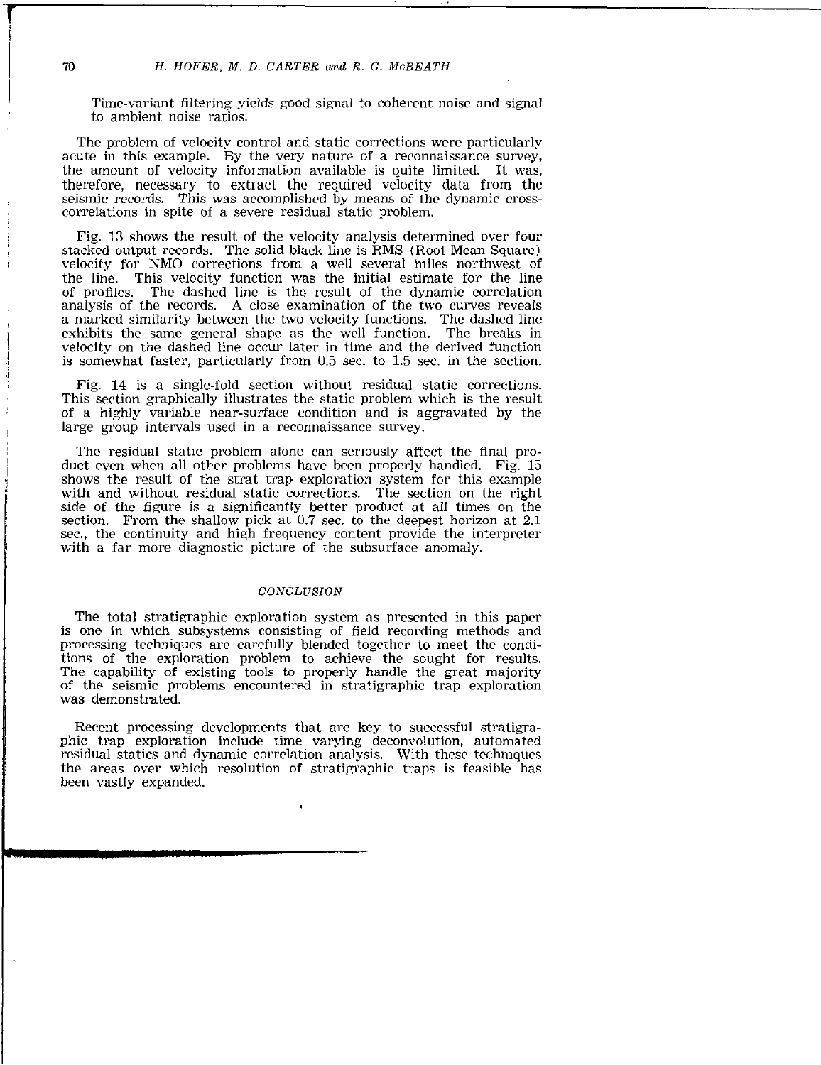—Time-variant filtering yields good signal to coherent noise and signal to ambient noise ratios.

The problem of velocity control and static corrections were particularly acute in this example. By the very nature of a reconnaissance survey, the amount of velocity information available is quite limited. It was, therefore, necessary to extract the required velocity data from the seismic records. This was accomplished by means of the dynamic cross-correlations in spite of a severe residual static problem.

Fig. 13 shows the result of the velocity analysis determined over four stacked output records. The solid black line is RMS (Root Mean Square) velocity for NMO corrections from a well several miles northwest of the line. This velocity function was the initial estimate for the line of profiles. The dashed line is the result of the dynamic correlation analysis of the records. A close examination of the two curves reveals a marked similarity between the two velocity functions. The dashed line exhibits the same general shape as the well function. The breaks in velocity on the dashed line occur later in time and the derived function is somewhat faster, particularly from 0.5 sec. to 1.5 sec. in the section.

Fig. 14 is a single-fold section without residual static corrections. This section graphically illustrates the static problem which is the result of a highly variable near-surface condition and is aggravated by the large group intervals used in a reconnaissance survey.

The residual static problem alone can seriously affect the final product even when all other problems have been properly handled. Fig. 15 shows the result of the strat trap exploration system for this example with and without residual static corrections. The section on the right side of the figure is a significantly better product at all times on the section. From the shallow pick at 0.7 sec. to the deepest horizon at 2.1 sec., the continuity and high frequency content provide the interpreter with a far more diagnostic picture of the subsurface anomaly.

## CONCLUSION

The total stratigraphic exploration system as presented in this paper is one in which subsystems consisting of field recording methods and processing techniques are carefully blended together to meet the conditions of the exploration problem to achieve the sought for results. The capability of existing tools to properly handle the great majority of the seismic problems encountered in stratigraphic trap exploration was demonstrated.

Recent processing developments that are key to successful stratigraphic trap exploration include time varying deconvolution, automated residual statics and dynamic correlation analysis. With these techniques the areas over which resolution of stratigraphic traps is feasible has been vastly expanded.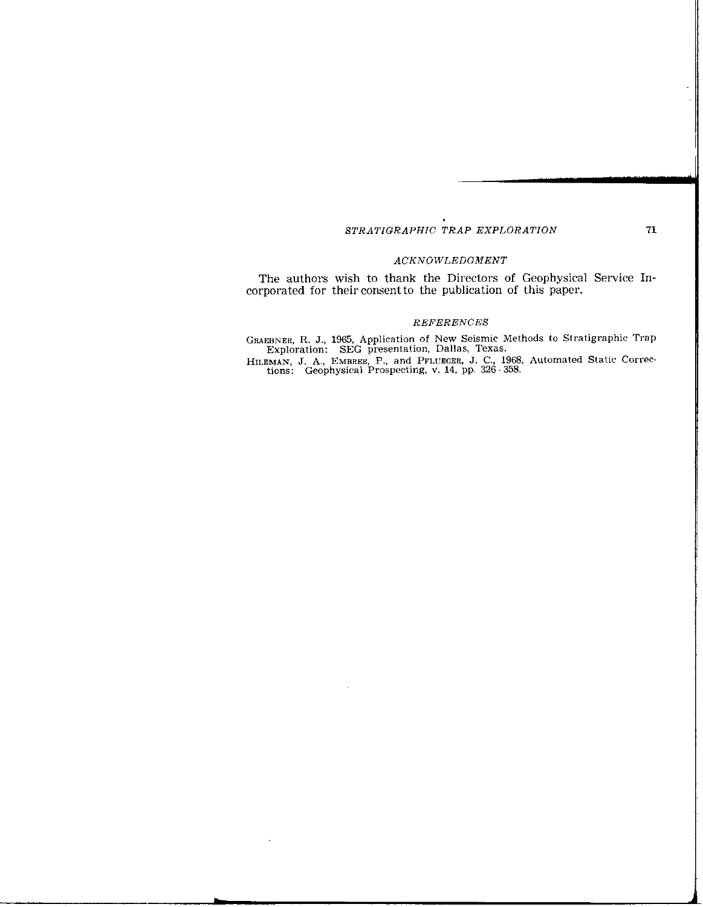## ACKNOWLEDGMENT

The authors wish to thank the Directors of Geophysical Service Incorporated for their consent to the publication of this paper.

## REFERENCES

GRAEBNER, R. J., 1965, Application of New Seismic Methods to Stratigraphic Trap Exploration: SEG presentation, Dallas, Texas.

HILEMAN, J. A., EMBREE, P., and PFLUEGER, J. C., 1968, Automated Static Corrections: Geophysical Prospecting, v. 14, pp. 326 - 358.